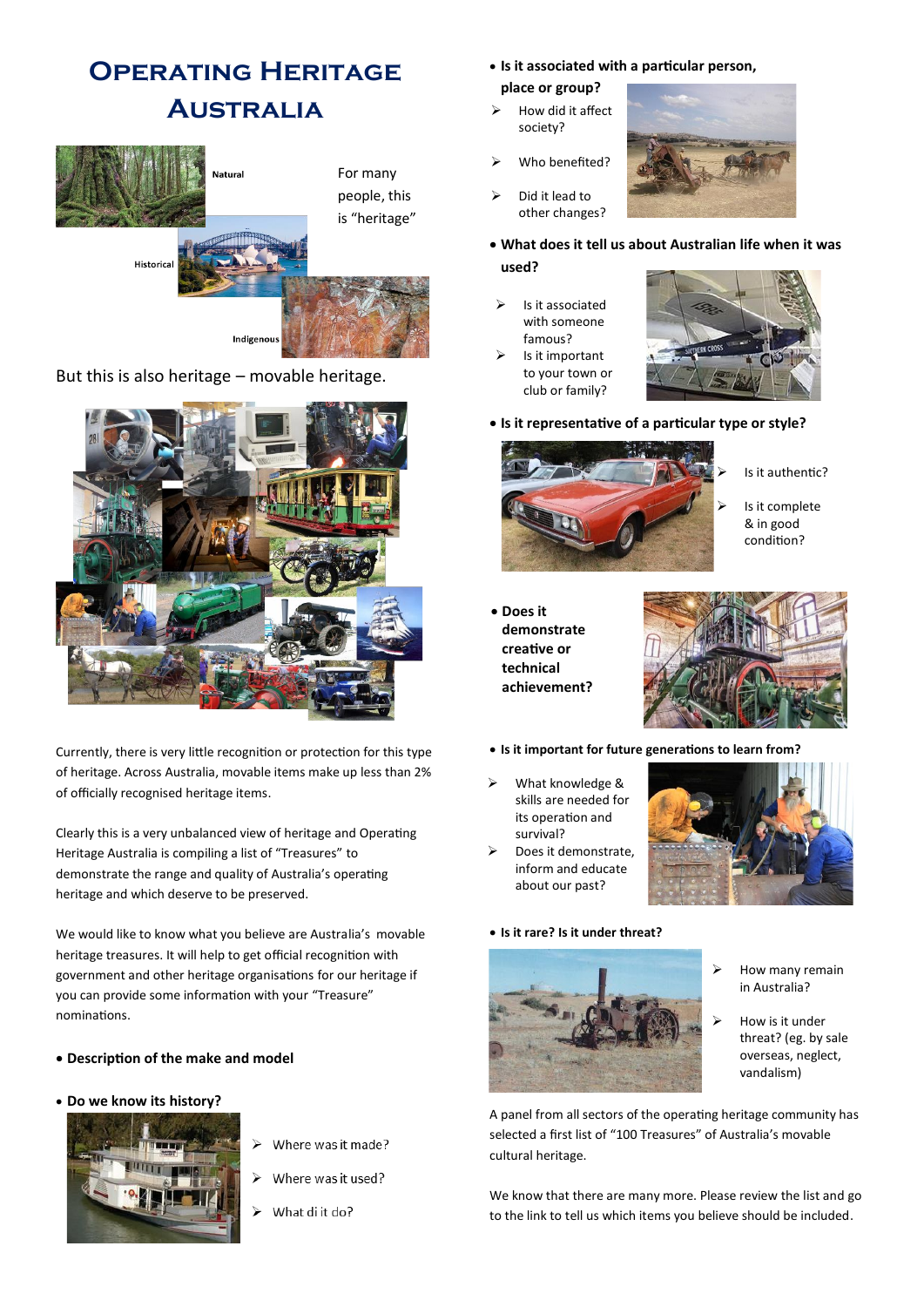# Operating Heritage Australia

Natural

Historical

Indigenous

For many people, this is "heritage"

But this is also heritage – movable heritage.

Currently, there is very little recognition or protection for this type of heritage. Across Australia, movable items make up less than 2% of officially recognised heritage items.

Clearly this is a very unbalanced view of heritage and Operating Heritage Australia is compiling a list of "Treasures" to demonstrate the range and quality of Australia's operating heritage and which deserve to be preserved.

We would like to know what you believe are Australia's movable heritage treasures. It will help to get official recognition with government and other heritage organisations for our heritage if you can provide some information with your "Treasure" nominations.

- **Description of the make and model**

- **Do we know its history?**
  - Where was it made?
  - Where was it used?
  - What di it do?

- **Is it associated with a particular person, place or group?**
  - How did it affect society?
  - Who benefited?
  - Did it lead to other changes?

- **What does it tell us about Australian life when it was used?**
  - Is it associated with someone famous?
  - Is it important to your town or club or family?

- **Is it representative of a particular type or style?**
  - Is it authentic?
  - Is it complete & in good condition?

- **Does it demonstrate creative or technical achievement?**

- **Is it important for future generations to learn from?**
  - What knowledge & skills are needed for its operation and survival?
  - Does it demonstrate, inform and educate about our past?

- **Is it rare? Is it under threat?**
  - How many remain in Australia?
  - How is it under threat? (eg. by sale overseas, neglect, vandalism)

A panel from all sectors of the operating heritage community has selected a first list of "100 Treasures" of Australia's movable cultural heritage.

We know that there are many more. Please review the list and go to the link to tell us which items you believe should be included.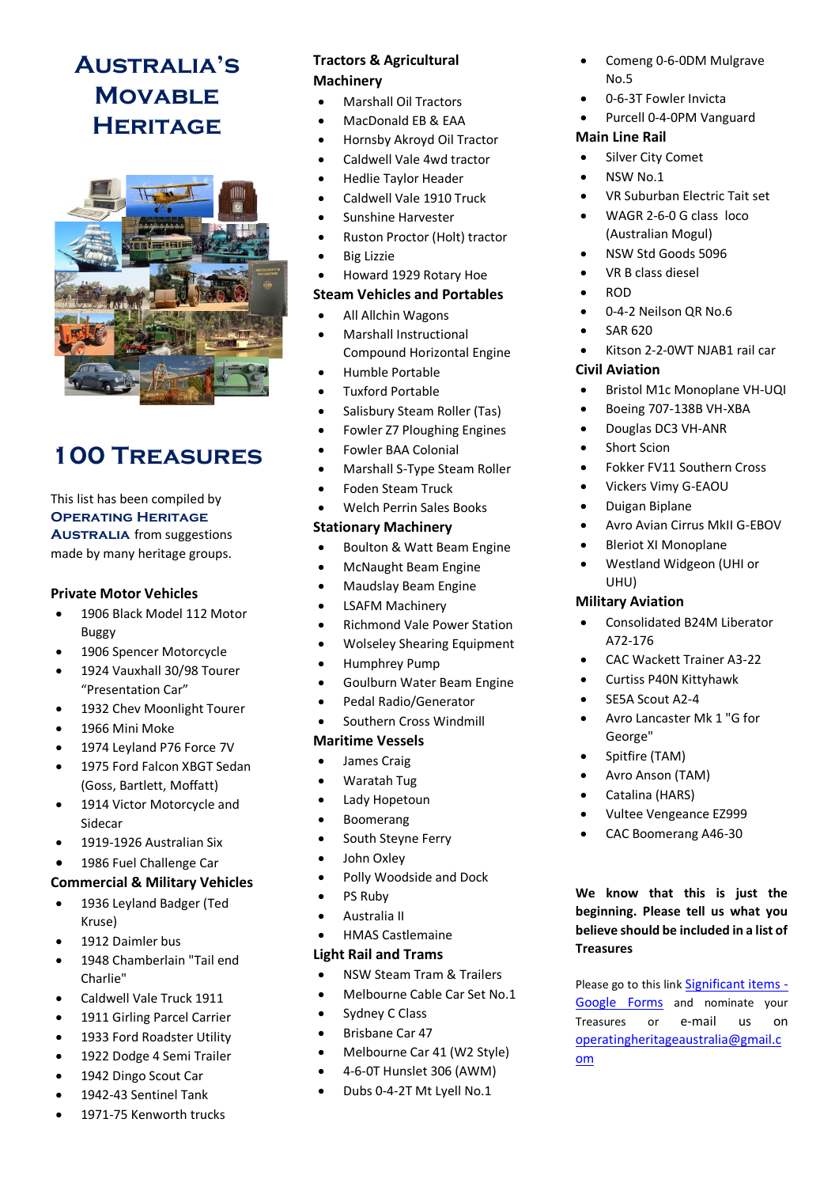# Australia's Movable Heritage

# 100 Treasures

This list has been compiled by **Operating Heritage Australia** from suggestions made by many heritage groups.

### Private Motor Vehicles

- 1906 Black Model 112 Motor Buggy
- 1906 Spencer Motorcycle
- 1924 Vauxhall 30/98 Tourer "Presentation Car"
- 1932 Chev Moonlight Tourer
- 1966 Mini Moke
- 1974 Leyland P76 Force 7V
- 1975 Ford Falcon XBGT Sedan (Goss, Bartlett, Moffatt)
- 1914 Victor Motorcycle and Sidecar
- 1919-1926 Australian Six
- 1986 Fuel Challenge Car

### Commercial & Military Vehicles

- 1936 Leyland Badger (Ted Kruse)
- 1912 Daimler bus
- 1948 Chamberlain "Tail end Charlie"
- Caldwell Vale Truck 1911
- 1911 Girling Parcel Carrier
- 1933 Ford Roadster Utility
- 1922 Dodge 4 Semi Trailer
- 1942 Dingo Scout Car
- 1942-43 Sentinel Tank
- 1971-75 Kenworth trucks

### Tractors & Agricultural Machinery

- Marshall Oil Tractors
- MacDonald EB & EAA
- Hornsby Akroyd Oil Tractor
- Caldwell Vale 4wd tractor
- Hedlie Taylor Header
- Caldwell Vale 1910 Truck
- Sunshine Harvester
- Ruston Proctor (Holt) tractor
- Big Lizzie
- Howard 1929 Rotary Hoe

### Steam Vehicles and Portables

- All Allchin Wagons
- Marshall Instructional Compound Horizontal Engine
- Humble Portable
- Tuxford Portable
- Salisbury Steam Roller (Tas)
- Fowler Z7 Ploughing Engines
- Fowler BAA Colonial
- Marshall S-Type Steam Roller
- Foden Steam Truck
- Welch Perrin Sales Books

### Stationary Machinery

- Boulton & Watt Beam Engine
- McNaught Beam Engine
- Maudslay Beam Engine
- LSAFM Machinery
- Richmond Vale Power Station
- Wolseley Shearing Equipment
- Humphrey Pump
- Goulburn Water Beam Engine
- Pedal Radio/Generator
- Southern Cross Windmill

### Maritime Vessels

- James Craig
- Waratah Tug
- Lady Hopetoun
- Boomerang
- South Steyne Ferry
- John Oxley
- Polly Woodside and Dock
- PS Ruby
- Australia II
- HMAS Castlemaine

### Light Rail and Trams

- NSW Steam Tram & Trailers
- Melbourne Cable Car Set No.1
- Sydney C Class
- Brisbane Car 47
- Melbourne Car 41 (W2 Style)
- 4-6-0T Hunslet 306 (AWM)
- Dubs 0-4-2T Mt Lyell No.1
- Comeng 0-6-0DM Mulgrave No.5
- 0-6-3T Fowler Invicta
- Purcell 0-4-0PM Vanguard

### Main Line Rail

- Silver City Comet
- NSW No.1
- VR Suburban Electric Tait set
- WAGR 2-6-0 G class loco (Australian Mogul)
- NSW Std Goods 5096
- VR B class diesel
- ROD
- 0-4-2 Neilson QR No.6
- SAR 620
- Kitson 2-2-0WT NJAB1 rail car

### Civil Aviation

- Bristol M1c Monoplane VH-UQI
- Boeing 707-138B VH-XBA
- Douglas DC3 VH-ANR
- Short Scion
- Fokker FV11 Southern Cross
- Vickers Vimy G-EAOU
- Duigan Biplane
- Avro Avian Cirrus MkII G-EBOV
- Bleriot XI Monoplane
- Westland Widgeon (UHI or UHU)

### Military Aviation

- Consolidated B24M Liberator A72-176
- CAC Wackett Trainer A3-22
- Curtiss P40N Kittyhawk
- SE5A Scout A2-4
- Avro Lancaster Mk 1 "G for George"
- Spitfire (TAM)
- Avro Anson (TAM)
- Catalina (HARS)
- Vultee Vengeance EZ999
- CAC Boomerang A46-30

**We know that this is just the beginning. Please tell us what you believe should be included in a list of Treasures**

Please go to this link Significant items - Google Forms and nominate your Treasures or e-mail us on operatingheritageaustralia@gmail.com